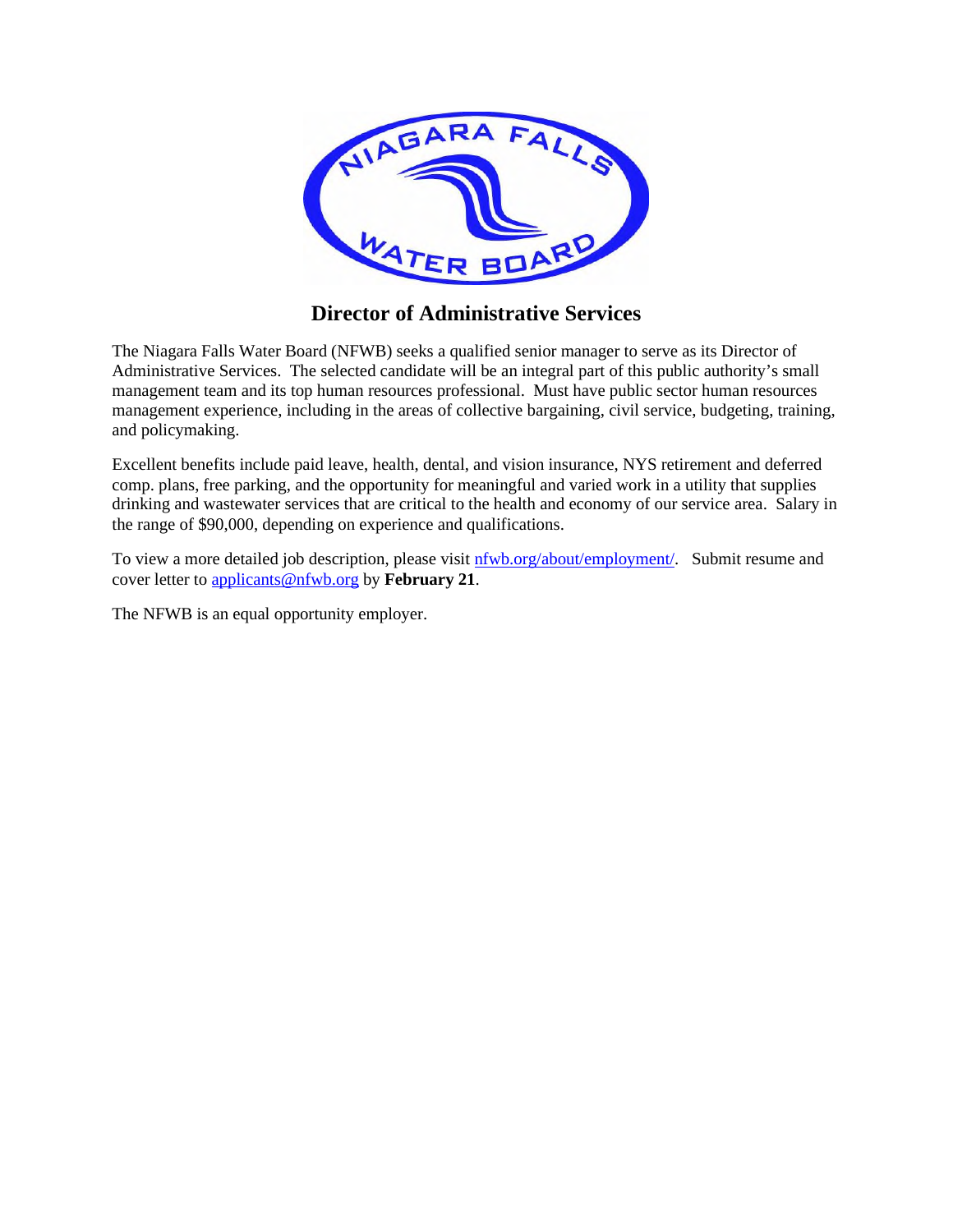# Director of Administrative Services

The Niagara Falls Water Board (NFWB) seeks a qualified senior manager to serve as its Director of Administrative Services. The selected candidate will be an integral part of this public authority's small management team and its top human resources professional. Must have public sector human resources management experience, including in the areas of collective bargaining, civil service, budgeting, training, and policymaking.

Excellent benefits include paid leave, health, dental, and vision insurance, NYS retirement and deferred comp. plans, free parking, and the opportunity for meaningful and varied work in a utility that supplies drinking and wastewater services that are critical to the health and economy of our service area. Salary in the range of $90,000, depending on experience and qualifications.

To view a more detailed job description, please visit nfwb.org/about/employment/. Submit resume and cover letter to applicants@nfwb.org by **February 21**.

The NFWB is an equal opportunity employer.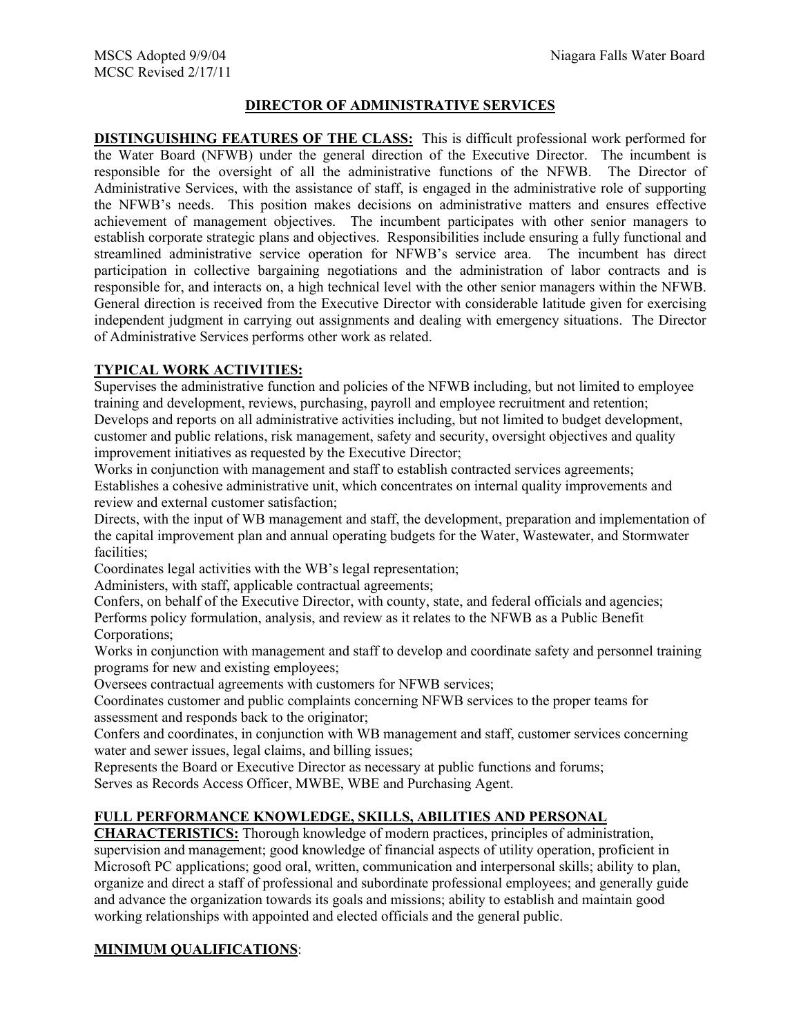MSCS Adopted 9/9/04
MCSC Revised 2/17/11

Niagara Falls Water Board

## DIRECTOR OF ADMINISTRATIVE SERVICES

**DISTINGUISHING FEATURES OF THE CLASS:** This is difficult professional work performed for the Water Board (NFWB) under the general direction of the Executive Director. The incumbent is responsible for the oversight of all the administrative functions of the NFWB. The Director of Administrative Services, with the assistance of staff, is engaged in the administrative role of supporting the NFWB's needs. This position makes decisions on administrative matters and ensures effective achievement of management objectives. The incumbent participates with other senior managers to establish corporate strategic plans and objectives. Responsibilities include ensuring a fully functional and streamlined administrative service operation for NFWB's service area. The incumbent has direct participation in collective bargaining negotiations and the administration of labor contracts and is responsible for, and interacts on, a high technical level with the other senior managers within the NFWB. General direction is received from the Executive Director with considerable latitude given for exercising independent judgment in carrying out assignments and dealing with emergency situations. The Director of Administrative Services performs other work as related.

**TYPICAL WORK ACTIVITIES:**

Supervises the administrative function and policies of the NFWB including, but not limited to employee training and development, reviews, purchasing, payroll and employee recruitment and retention;
Develops and reports on all administrative activities including, but not limited to budget development, customer and public relations, risk management, safety and security, oversight objectives and quality improvement initiatives as requested by the Executive Director;
Works in conjunction with management and staff to establish contracted services agreements;
Establishes a cohesive administrative unit, which concentrates on internal quality improvements and review and external customer satisfaction;
Directs, with the input of WB management and staff, the development, preparation and implementation of the capital improvement plan and annual operating budgets for the Water, Wastewater, and Stormwater facilities;
Coordinates legal activities with the WB's legal representation;
Administers, with staff, applicable contractual agreements;
Confers, on behalf of the Executive Director, with county, state, and federal officials and agencies;
Performs policy formulation, analysis, and review as it relates to the NFWB as a Public Benefit Corporations;
Works in conjunction with management and staff to develop and coordinate safety and personnel training programs for new and existing employees;
Oversees contractual agreements with customers for NFWB services;
Coordinates customer and public complaints concerning NFWB services to the proper teams for assessment and responds back to the originator;
Confers and coordinates, in conjunction with WB management and staff, customer services concerning water and sewer issues, legal claims, and billing issues;
Represents the Board or Executive Director as necessary at public functions and forums;
Serves as Records Access Officer, MWBE, WBE and Purchasing Agent.

**FULL PERFORMANCE KNOWLEDGE, SKILLS, ABILITIES AND PERSONAL CHARACTERISTICS:** Thorough knowledge of modern practices, principles of administration, supervision and management; good knowledge of financial aspects of utility operation, proficient in Microsoft PC applications; good oral, written, communication and interpersonal skills; ability to plan, organize and direct a staff of professional and subordinate professional employees; and generally guide and advance the organization towards its goals and missions; ability to establish and maintain good working relationships with appointed and elected officials and the general public.

**MINIMUM QUALIFICATIONS**: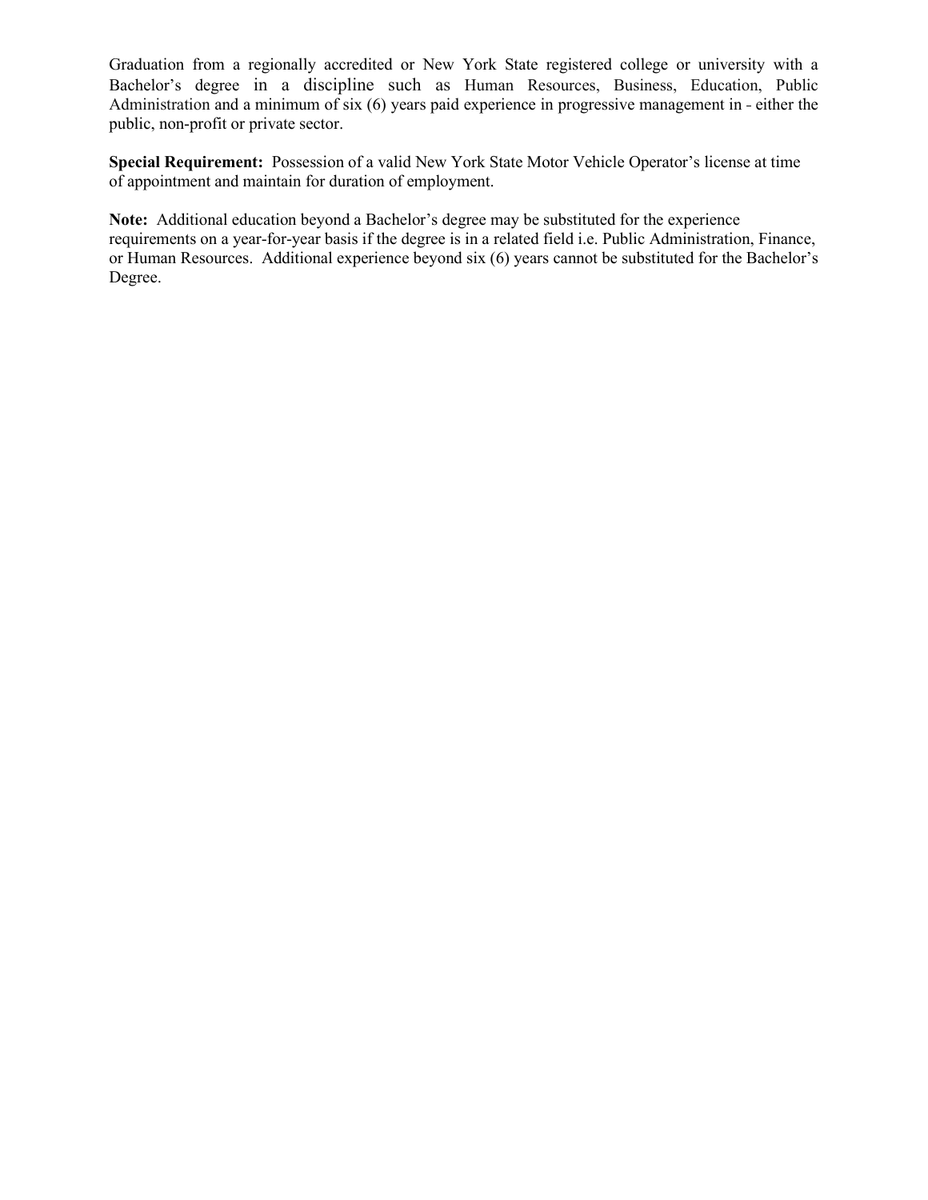Graduation from a regionally accredited or New York State registered college or university with a Bachelor's degree in a discipline such as Human Resources, Business, Education, Public Administration and a minimum of six (6) years paid experience in progressive management in - either the public, non-profit or private sector.

**Special Requirement:** Possession of a valid New York State Motor Vehicle Operator's license at time of appointment and maintain for duration of employment.

**Note:** Additional education beyond a Bachelor's degree may be substituted for the experience requirements on a year-for-year basis if the degree is in a related field i.e. Public Administration, Finance, or Human Resources. Additional experience beyond six (6) years cannot be substituted for the Bachelor's Degree.